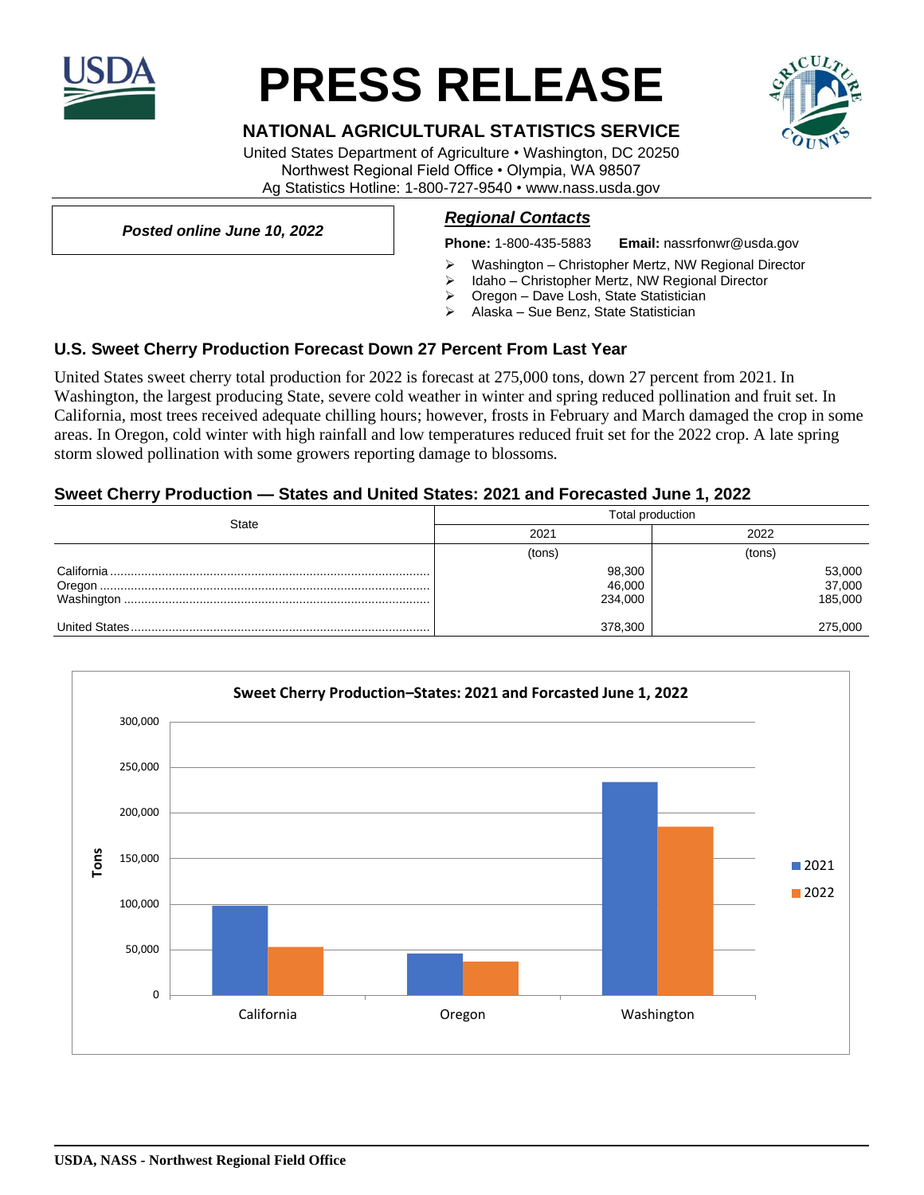# PRESS RELEASE

## NATIONAL AGRICULTURAL STATISTICS SERVICE

United States Department of Agriculture • Washington, DC 20250
Northwest Regional Field Office • Olympia, WA 98507
Ag Statistics Hotline: 1-800-727-9540 • www.nass.usda.gov

***Posted online June 10, 2022***

***Regional Contacts***

**Phone:** 1-800-435-5883 **Email:** nassrfonwr@usda.gov

- Washington – Christopher Mertz, NW Regional Director
- Idaho – Christopher Mertz, NW Regional Director
- Oregon – Dave Losh, State Statistician
- Alaska – Sue Benz, State Statistician

### U.S. Sweet Cherry Production Forecast Down 27 Percent From Last Year

United States sweet cherry total production for 2022 is forecast at 275,000 tons, down 27 percent from 2021. In Washington, the largest producing State, severe cold weather in winter and spring reduced pollination and fruit set. In California, most trees received adequate chilling hours; however, frosts in February and March damaged the crop in some areas. In Oregon, cold winter with high rainfall and low temperatures reduced fruit set for the 2022 crop. A late spring storm slowed pollination with some growers reporting damage to blossoms.

### Sweet Cherry Production — States and United States: 2021 and Forecasted June 1, 2022

| State | Total production | |
|---|---|---|
| | 2021 | 2022 |
| | (tons) | (tons) |
| California | 98,300 | 53,000 |
| Oregon | 46,000 | 37,000 |
| Washington | 234,000 | 185,000 |
| United States | 378,300 | 275,000 |

**Sweet Cherry Production–States: 2021 and Forcasted June 1, 2022**

| State | 2021 (Tons) | 2022 (Tons) |
|---|---|---|
| California | 98,300 | 53,000 |
| Oregon | 46,000 | 37,000 |
| Washington | 234,000 | 185,000 |

**USDA, NASS - Northwest Regional Field Office**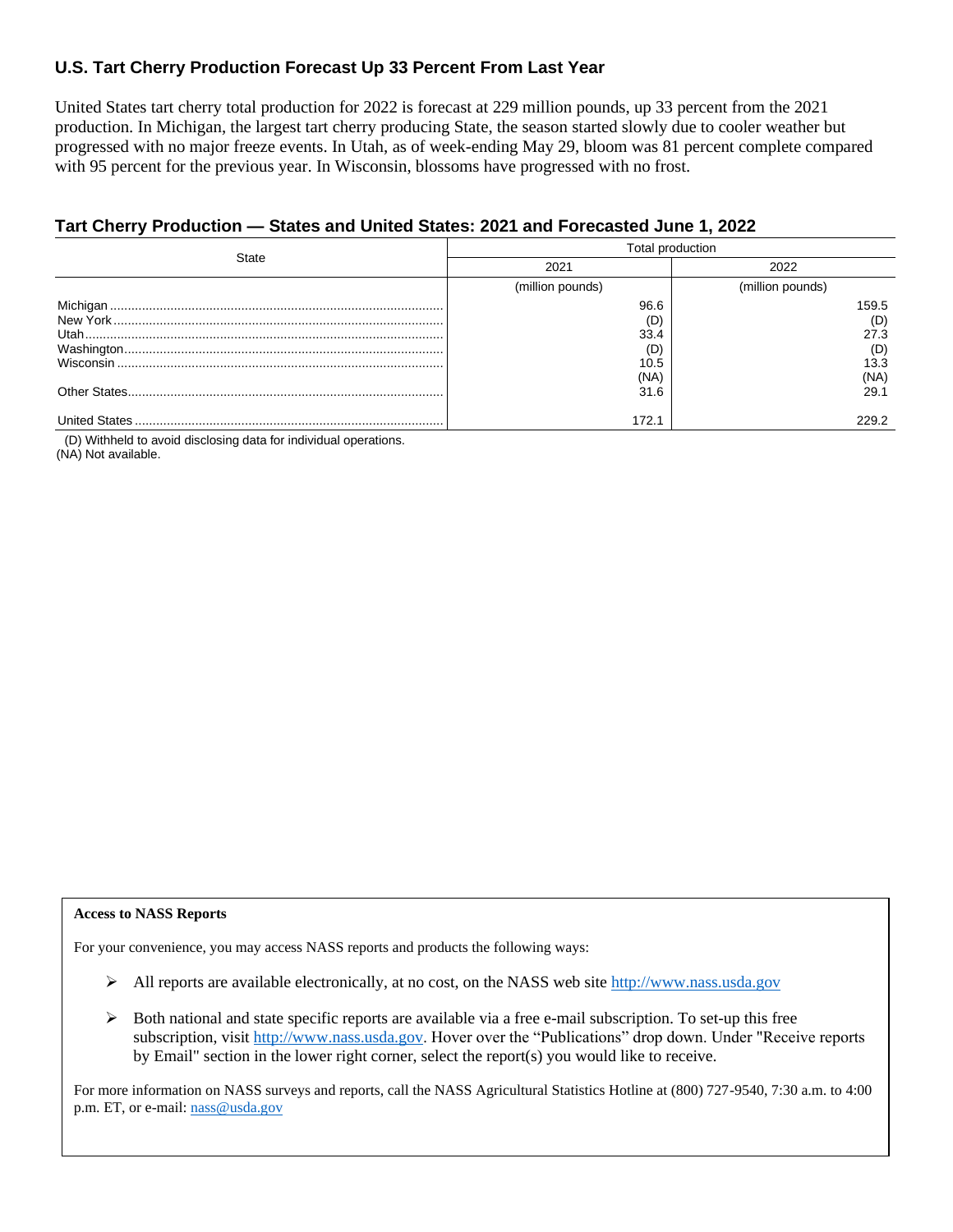## U.S. Tart Cherry Production Forecast Up 33 Percent From Last Year

United States tart cherry total production for 2022 is forecast at 229 million pounds, up 33 percent from the 2021 production. In Michigan, the largest tart cherry producing State, the season started slowly due to cooler weather but progressed with no major freeze events. In Utah, as of week-ending May 29, bloom was 81 percent complete compared with 95 percent for the previous year. In Wisconsin, blossoms have progressed with no frost.

### Tart Cherry Production — States and United States: 2021 and Forecasted June 1, 2022

| State | Total production | |
|---|---|---|
| | 2021 | 2022 |
| | (million pounds) | (million pounds) |
| Michigan | 96.6 | 159.5 |
| New York | (D) | (D) |
| Utah | 33.4 | 27.3 |
| Washington | (D) | (D) |
| Wisconsin | 10.5 | 13.3 |
| | (NA) | (NA) |
| Other States | 31.6 | 29.1 |
| United States | 172.1 | 229.2 |

(D) Withheld to avoid disclosing data for individual operations.
(NA) Not available.

**Access to NASS Reports**

For your convenience, you may access NASS reports and products the following ways:

- All reports are available electronically, at no cost, on the NASS web site http://www.nass.usda.gov
- Both national and state specific reports are available via a free e-mail subscription. To set-up this free subscription, visit http://www.nass.usda.gov. Hover over the "Publications" drop down. Under "Receive reports by Email" section in the lower right corner, select the report(s) you would like to receive.

For more information on NASS surveys and reports, call the NASS Agricultural Statistics Hotline at (800) 727-9540, 7:30 a.m. to 4:00 p.m. ET, or e-mail: nass@usda.gov